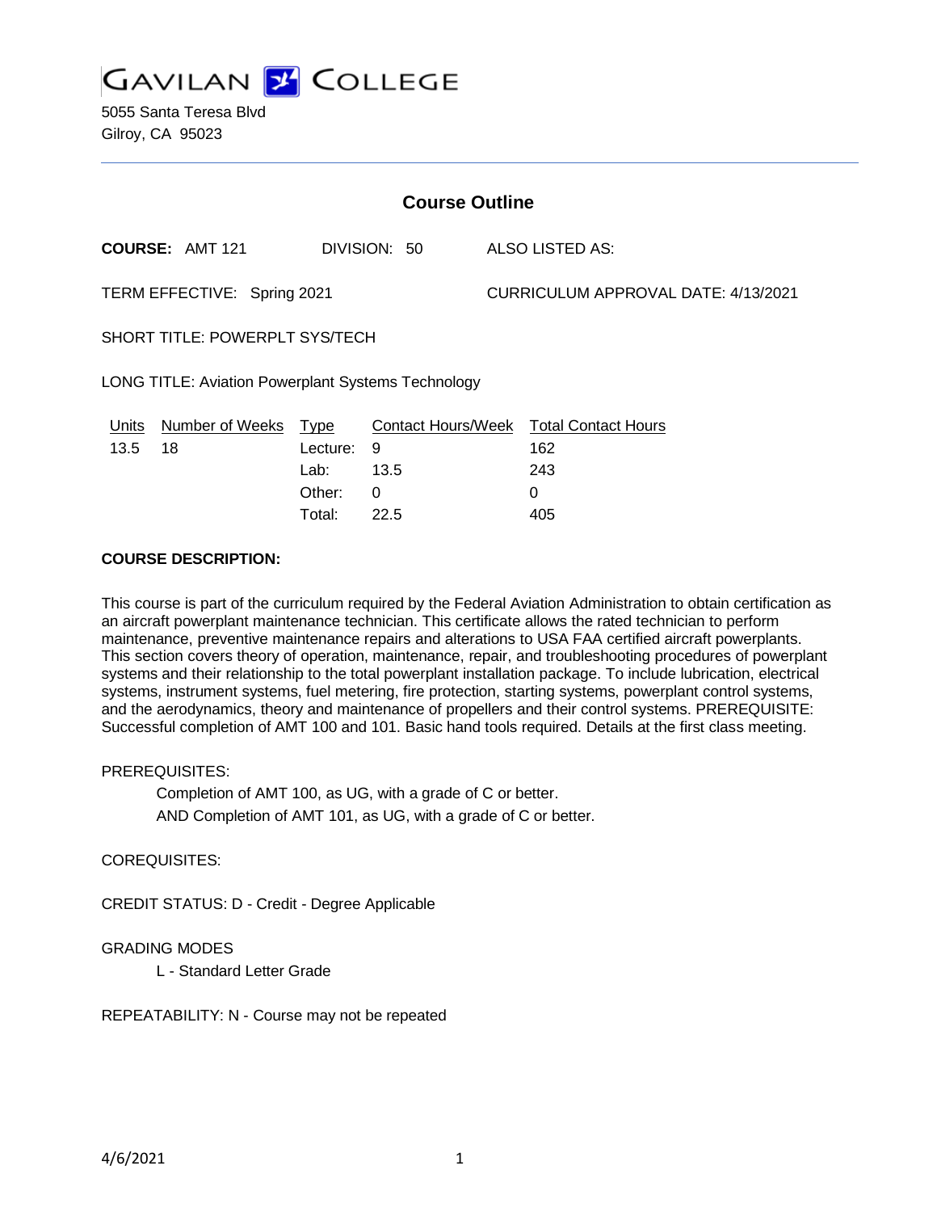# GAVILAN COLLEGE

5055 Santa Teresa Blvd
Gilroy, CA 95023

## Course Outline

**COURSE:** AMT 121 DIVISION: 50 ALSO LISTED AS:

TERM EFFECTIVE: Spring 2021 CURRICULUM APPROVAL DATE: 4/13/2021

SHORT TITLE: POWERPLT SYS/TECH

LONG TITLE: Aviation Powerplant Systems Technology

| Units | Number of Weeks | Type | Contact Hours/Week | Total Contact Hours |
|---|---|---|---|---|
| 13.5 | 18 | Lecture: | 9 | 162 |
| | | Lab: | 13.5 | 243 |
| | | Other: | 0 | 0 |
| | | Total: | 22.5 | 405 |

**COURSE DESCRIPTION:**

This course is part of the curriculum required by the Federal Aviation Administration to obtain certification as an aircraft powerplant maintenance technician. This certificate allows the rated technician to perform maintenance, preventive maintenance repairs and alterations to USA FAA certified aircraft powerplants. This section covers theory of operation, maintenance, repair, and troubleshooting procedures of powerplant systems and their relationship to the total powerplant installation package. To include lubrication, electrical systems, instrument systems, fuel metering, fire protection, starting systems, powerplant control systems, and the aerodynamics, theory and maintenance of propellers and their control systems. PREREQUISITE: Successful completion of AMT 100 and 101. Basic hand tools required. Details at the first class meeting.

PREREQUISITES:

Completion of AMT 100, as UG, with a grade of C or better.
AND Completion of AMT 101, as UG, with a grade of C or better.

COREQUISITES:

CREDIT STATUS: D - Credit - Degree Applicable

GRADING MODES

L - Standard Letter Grade

REPEATABILITY: N - Course may not be repeated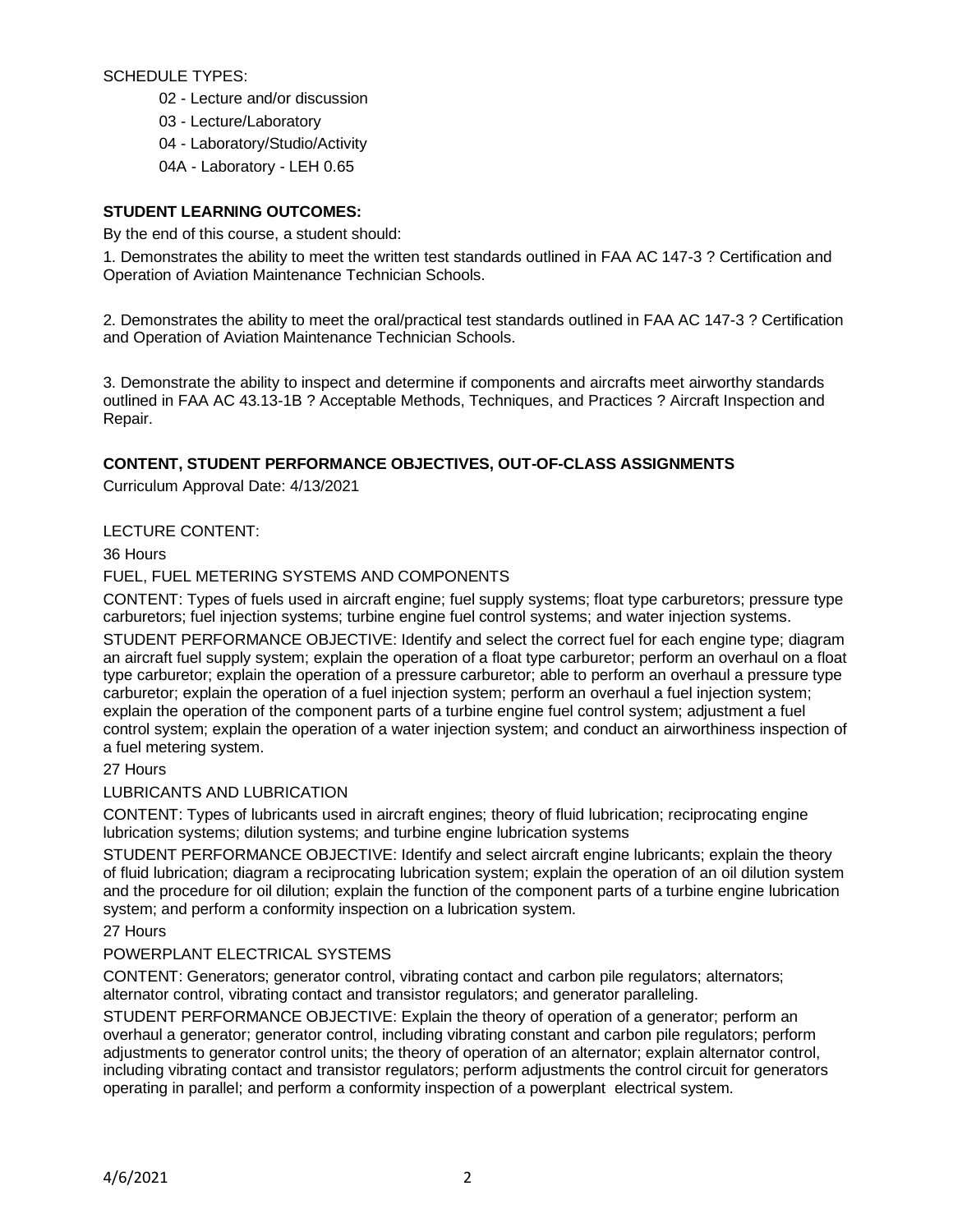SCHEDULE TYPES:

- 02 - Lecture and/or discussion
- 03 - Lecture/Laboratory
- 04 - Laboratory/Studio/Activity
- 04A - Laboratory - LEH 0.65

**STUDENT LEARNING OUTCOMES:**

By the end of this course, a student should:

1. Demonstrates the ability to meet the written test standards outlined in FAA AC 147-3 ? Certification and Operation of Aviation Maintenance Technician Schools.

2. Demonstrates the ability to meet the oral/practical test standards outlined in FAA AC 147-3 ? Certification and Operation of Aviation Maintenance Technician Schools.

3. Demonstrate the ability to inspect and determine if components and aircrafts meet airworthy standards outlined in FAA AC 43.13-1B ? Acceptable Methods, Techniques, and Practices ? Aircraft Inspection and Repair.

**CONTENT, STUDENT PERFORMANCE OBJECTIVES, OUT-OF-CLASS ASSIGNMENTS**

Curriculum Approval Date: 4/13/2021

LECTURE CONTENT:

36 Hours

FUEL, FUEL METERING SYSTEMS AND COMPONENTS

CONTENT: Types of fuels used in aircraft engine; fuel supply systems; float type carburetors; pressure type carburetors; fuel injection systems; turbine engine fuel control systems; and water injection systems.

STUDENT PERFORMANCE OBJECTIVE: Identify and select the correct fuel for each engine type; diagram an aircraft fuel supply system; explain the operation of a float type carburetor; perform an overhaul on a float type carburetor; explain the operation of a pressure carburetor; able to perform an overhaul a pressure type carburetor; explain the operation of a fuel injection system; perform an overhaul a fuel injection system; explain the operation of the component parts of a turbine engine fuel control system; adjustment a fuel control system; explain the operation of a water injection system; and conduct an airworthiness inspection of a fuel metering system.

27 Hours

LUBRICANTS AND LUBRICATION

CONTENT: Types of lubricants used in aircraft engines; theory of fluid lubrication; reciprocating engine lubrication systems; dilution systems; and turbine engine lubrication systems

STUDENT PERFORMANCE OBJECTIVE: Identify and select aircraft engine lubricants; explain the theory of fluid lubrication; diagram a reciprocating lubrication system; explain the operation of an oil dilution system and the procedure for oil dilution; explain the function of the component parts of a turbine engine lubrication system; and perform a conformity inspection on a lubrication system.

27 Hours

POWERPLANT ELECTRICAL SYSTEMS

CONTENT: Generators; generator control, vibrating contact and carbon pile regulators; alternators; alternator control, vibrating contact and transistor regulators; and generator paralleling.

STUDENT PERFORMANCE OBJECTIVE: Explain the theory of operation of a generator; perform an overhaul a generator; generator control, including vibrating constant and carbon pile regulators; perform adjustments to generator control units; the theory of operation of an alternator; explain alternator control, including vibrating contact and transistor regulators; perform adjustments the control circuit for generators operating in parallel; and perform a conformity inspection of a powerplant electrical system.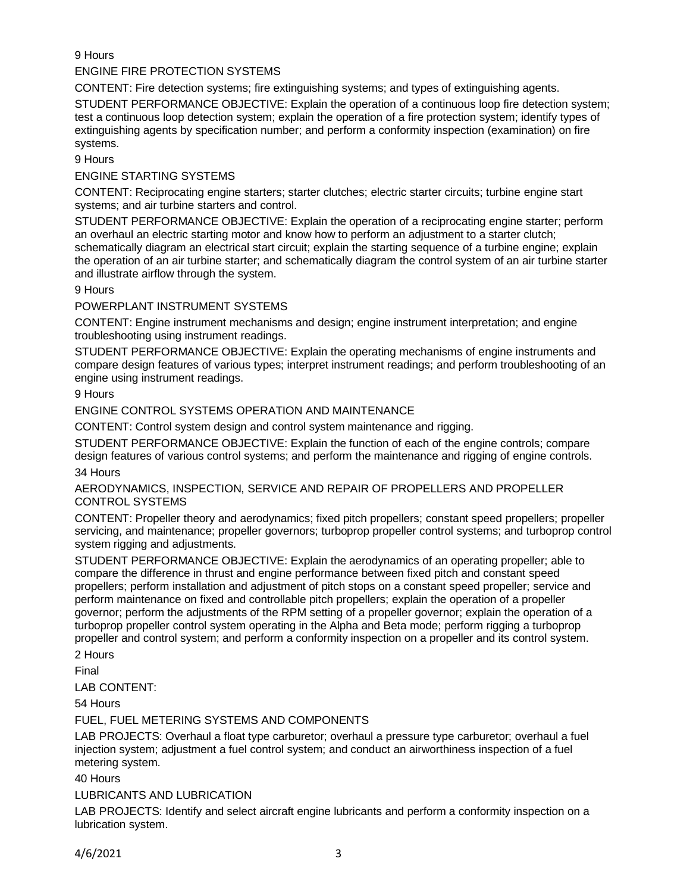9 Hours

ENGINE FIRE PROTECTION SYSTEMS

CONTENT: Fire detection systems; fire extinguishing systems; and types of extinguishing agents.

STUDENT PERFORMANCE OBJECTIVE: Explain the operation of a continuous loop fire detection system; test a continuous loop detection system; explain the operation of a fire protection system; identify types of extinguishing agents by specification number; and perform a conformity inspection (examination) on fire systems.

9 Hours

ENGINE STARTING SYSTEMS

CONTENT: Reciprocating engine starters; starter clutches; electric starter circuits; turbine engine start systems; and air turbine starters and control.

STUDENT PERFORMANCE OBJECTIVE: Explain the operation of a reciprocating engine starter; perform an overhaul an electric starting motor and know how to perform an adjustment to a starter clutch; schematically diagram an electrical start circuit; explain the starting sequence of a turbine engine; explain the operation of an air turbine starter; and schematically diagram the control system of an air turbine starter and illustrate airflow through the system.

9 Hours

POWERPLANT INSTRUMENT SYSTEMS

CONTENT: Engine instrument mechanisms and design; engine instrument interpretation; and engine troubleshooting using instrument readings.

STUDENT PERFORMANCE OBJECTIVE: Explain the operating mechanisms of engine instruments and compare design features of various types; interpret instrument readings; and perform troubleshooting of an engine using instrument readings.

9 Hours

ENGINE CONTROL SYSTEMS OPERATION AND MAINTENANCE

CONTENT: Control system design and control system maintenance and rigging.

STUDENT PERFORMANCE OBJECTIVE: Explain the function of each of the engine controls; compare design features of various control systems; and perform the maintenance and rigging of engine controls.

34 Hours

AERODYNAMICS, INSPECTION, SERVICE AND REPAIR OF PROPELLERS AND PROPELLER CONTROL SYSTEMS

CONTENT: Propeller theory and aerodynamics; fixed pitch propellers; constant speed propellers; propeller servicing, and maintenance; propeller governors; turboprop propeller control systems; and turboprop control system rigging and adjustments.

STUDENT PERFORMANCE OBJECTIVE: Explain the aerodynamics of an operating propeller; able to compare the difference in thrust and engine performance between fixed pitch and constant speed propellers; perform installation and adjustment of pitch stops on a constant speed propeller; service and perform maintenance on fixed and controllable pitch propellers; explain the operation of a propeller governor; perform the adjustments of the RPM setting of a propeller governor; explain the operation of a turboprop propeller control system operating in the Alpha and Beta mode; perform rigging a turboprop propeller and control system; and perform a conformity inspection on a propeller and its control system.

2 Hours

Final

LAB CONTENT:

54 Hours

FUEL, FUEL METERING SYSTEMS AND COMPONENTS

LAB PROJECTS: Overhaul a float type carburetor; overhaul a pressure type carburetor; overhaul a fuel injection system; adjustment a fuel control system; and conduct an airworthiness inspection of a fuel metering system.

40 Hours

LUBRICANTS AND LUBRICATION

LAB PROJECTS: Identify and select aircraft engine lubricants and perform a conformity inspection on a lubrication system.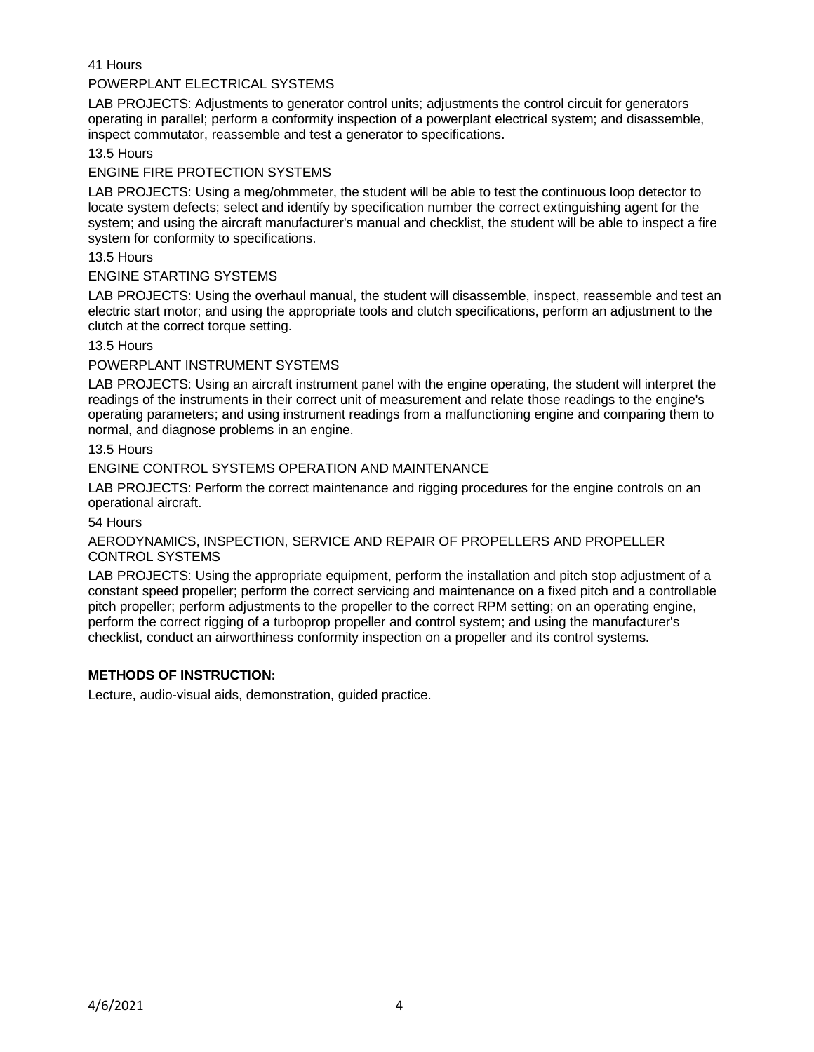41 Hours

POWERPLANT ELECTRICAL SYSTEMS

LAB PROJECTS: Adjustments to generator control units; adjustments the control circuit for generators operating in parallel; perform a conformity inspection of a powerplant electrical system; and disassemble, inspect commutator, reassemble and test a generator to specifications.

13.5 Hours

ENGINE FIRE PROTECTION SYSTEMS

LAB PROJECTS: Using a meg/ohmmeter, the student will be able to test the continuous loop detector to locate system defects; select and identify by specification number the correct extinguishing agent for the system; and using the aircraft manufacturer's manual and checklist, the student will be able to inspect a fire system for conformity to specifications.

13.5 Hours

ENGINE STARTING SYSTEMS

LAB PROJECTS: Using the overhaul manual, the student will disassemble, inspect, reassemble and test an electric start motor; and using the appropriate tools and clutch specifications, perform an adjustment to the clutch at the correct torque setting.

13.5 Hours

POWERPLANT INSTRUMENT SYSTEMS

LAB PROJECTS: Using an aircraft instrument panel with the engine operating, the student will interpret the readings of the instruments in their correct unit of measurement and relate those readings to the engine's operating parameters; and using instrument readings from a malfunctioning engine and comparing them to normal, and diagnose problems in an engine.

13.5 Hours

ENGINE CONTROL SYSTEMS OPERATION AND MAINTENANCE

LAB PROJECTS: Perform the correct maintenance and rigging procedures for the engine controls on an operational aircraft.

54 Hours

AERODYNAMICS, INSPECTION, SERVICE AND REPAIR OF PROPELLERS AND PROPELLER CONTROL SYSTEMS

LAB PROJECTS: Using the appropriate equipment, perform the installation and pitch stop adjustment of a constant speed propeller; perform the correct servicing and maintenance on a fixed pitch and a controllable pitch propeller; perform adjustments to the propeller to the correct RPM setting; on an operating engine, perform the correct rigging of a turboprop propeller and control system; and using the manufacturer's checklist, conduct an airworthiness conformity inspection on a propeller and its control systems.

**METHODS OF INSTRUCTION:**

Lecture, audio-visual aids, demonstration, guided practice.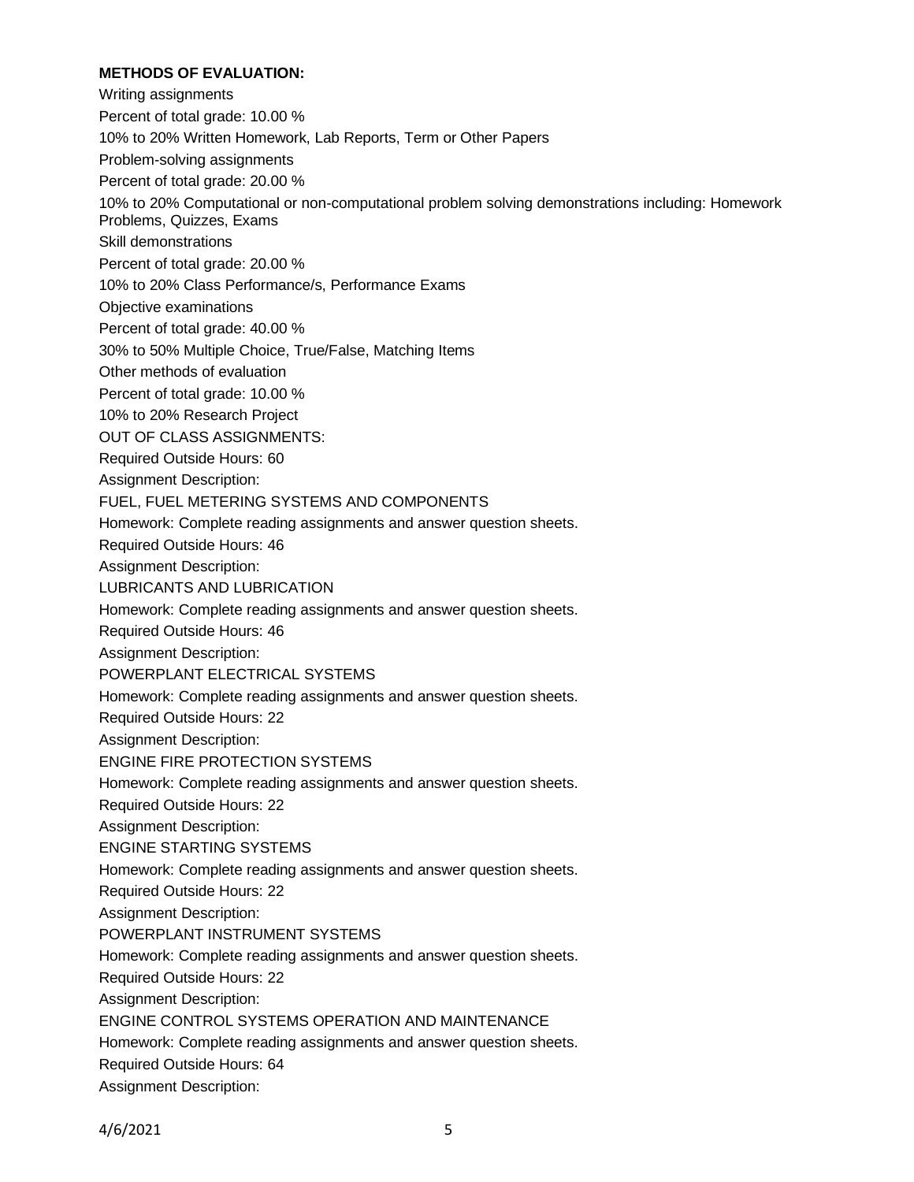**METHODS OF EVALUATION:**

Writing assignments

Percent of total grade: 10.00 %

10% to 20% Written Homework, Lab Reports, Term or Other Papers

Problem-solving assignments

Percent of total grade: 20.00 %

10% to 20% Computational or non-computational problem solving demonstrations including: Homework Problems, Quizzes, Exams

Skill demonstrations

Percent of total grade: 20.00 %

10% to 20% Class Performance/s, Performance Exams

Objective examinations

Percent of total grade: 40.00 %

30% to 50% Multiple Choice, True/False, Matching Items

Other methods of evaluation

Percent of total grade: 10.00 %

10% to 20% Research Project

OUT OF CLASS ASSIGNMENTS:

Required Outside Hours: 60

Assignment Description:

FUEL, FUEL METERING SYSTEMS AND COMPONENTS

Homework: Complete reading assignments and answer question sheets.

Required Outside Hours: 46

Assignment Description:

LUBRICANTS AND LUBRICATION

Homework: Complete reading assignments and answer question sheets.

Required Outside Hours: 46

Assignment Description:

POWERPLANT ELECTRICAL SYSTEMS

Homework: Complete reading assignments and answer question sheets.

Required Outside Hours: 22

Assignment Description:

ENGINE FIRE PROTECTION SYSTEMS

Homework: Complete reading assignments and answer question sheets.

Required Outside Hours: 22

Assignment Description:

ENGINE STARTING SYSTEMS

Homework: Complete reading assignments and answer question sheets.

Required Outside Hours: 22

Assignment Description:

POWERPLANT INSTRUMENT SYSTEMS

Homework: Complete reading assignments and answer question sheets.

Required Outside Hours: 22

Assignment Description:

ENGINE CONTROL SYSTEMS OPERATION AND MAINTENANCE

Homework: Complete reading assignments and answer question sheets.

Required Outside Hours: 64

Assignment Description: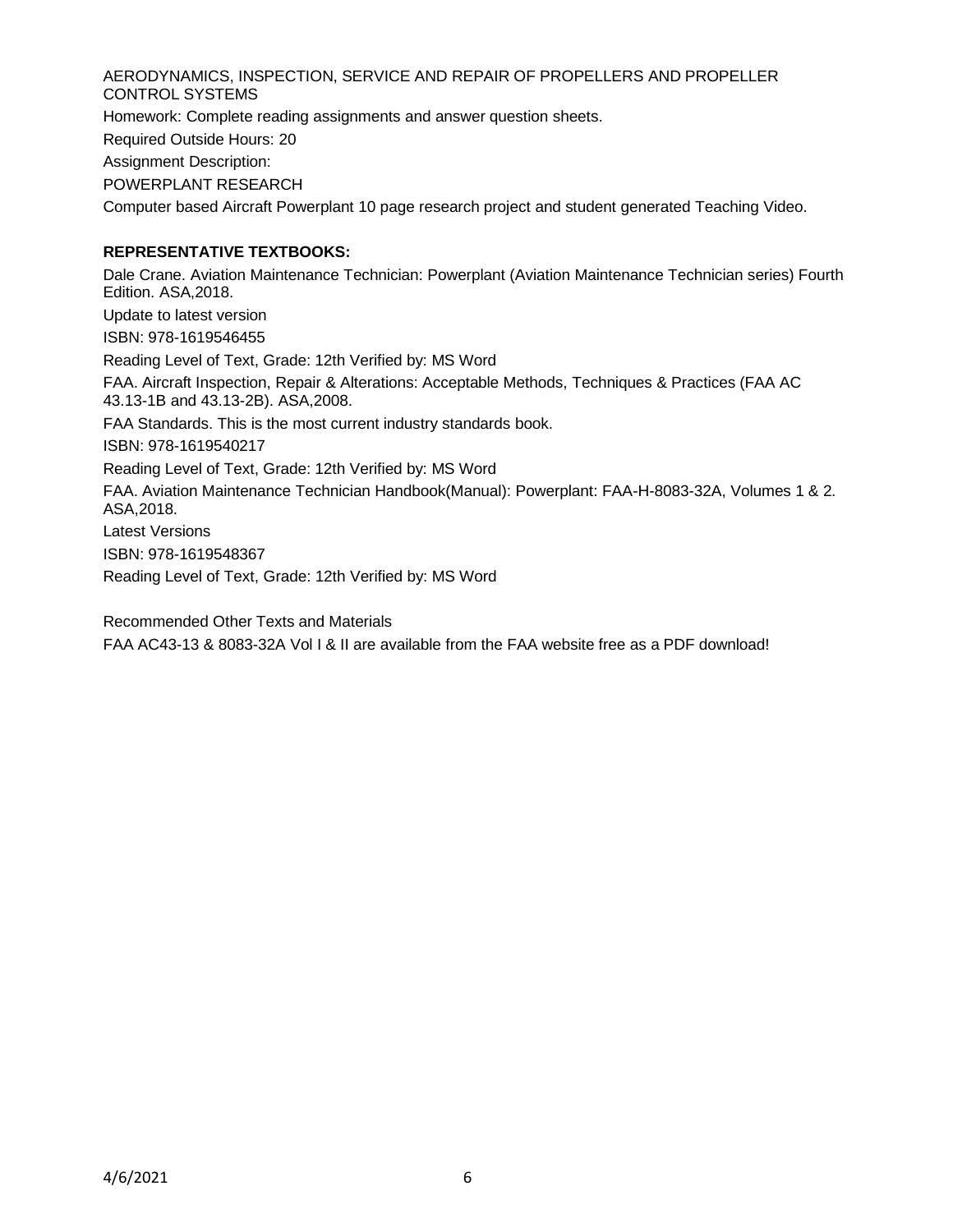AERODYNAMICS, INSPECTION, SERVICE AND REPAIR OF PROPELLERS AND PROPELLER CONTROL SYSTEMS

Homework: Complete reading assignments and answer question sheets.

Required Outside Hours: 20

Assignment Description:

POWERPLANT RESEARCH

Computer based Aircraft Powerplant 10 page research project and student generated Teaching Video.

**REPRESENTATIVE TEXTBOOKS:**

Dale Crane. Aviation Maintenance Technician: Powerplant (Aviation Maintenance Technician series) Fourth Edition. ASA,2018.

Update to latest version

ISBN: 978-1619546455

Reading Level of Text, Grade: 12th Verified by: MS Word

FAA. Aircraft Inspection, Repair & Alterations: Acceptable Methods, Techniques & Practices (FAA AC 43.13-1B and 43.13-2B). ASA,2008.

FAA Standards. This is the most current industry standards book.

ISBN: 978-1619540217

Reading Level of Text, Grade: 12th Verified by: MS Word

FAA. Aviation Maintenance Technician Handbook(Manual): Powerplant: FAA-H-8083-32A, Volumes 1 & 2. ASA,2018.

Latest Versions

ISBN: 978-1619548367

Reading Level of Text, Grade: 12th Verified by: MS Word

Recommended Other Texts and Materials

FAA AC43-13 & 8083-32A Vol I & II are available from the FAA website free as a PDF download!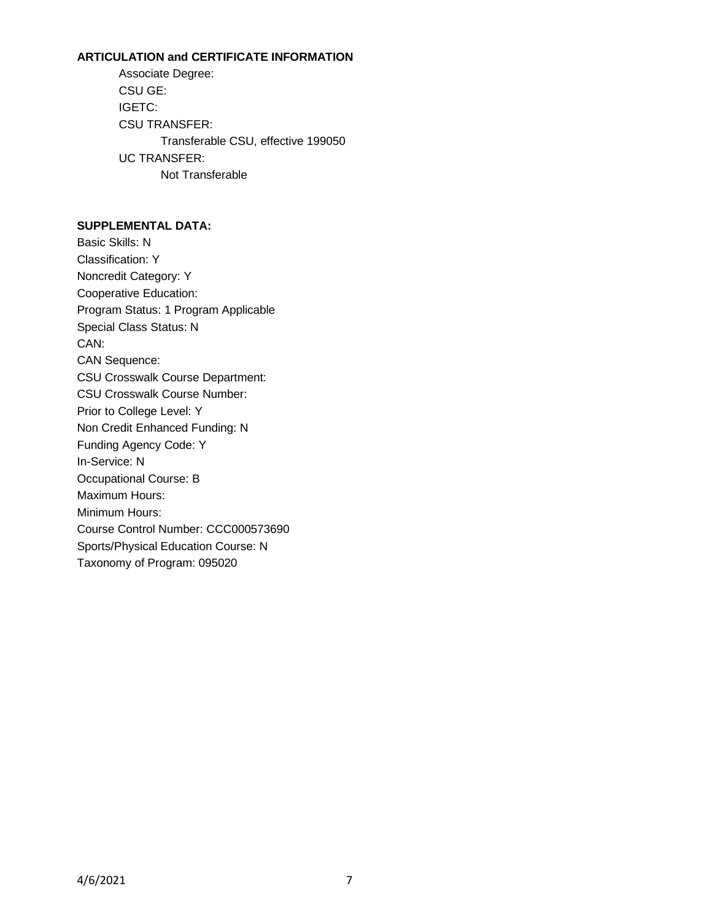**ARTICULATION and CERTIFICATE INFORMATION**

Associate Degree:
CSU GE:
IGETC:
CSU TRANSFER:
Transferable CSU, effective 199050
UC TRANSFER:
Not Transferable

**SUPPLEMENTAL DATA:**

Basic Skills: N
Classification: Y
Noncredit Category: Y
Cooperative Education:
Program Status: 1 Program Applicable
Special Class Status: N
CAN:
CAN Sequence:
CSU Crosswalk Course Department:
CSU Crosswalk Course Number:
Prior to College Level: Y
Non Credit Enhanced Funding: N
Funding Agency Code: Y
In-Service: N
Occupational Course: B
Maximum Hours:
Minimum Hours:
Course Control Number: CCC000573690
Sports/Physical Education Course: N
Taxonomy of Program: 095020